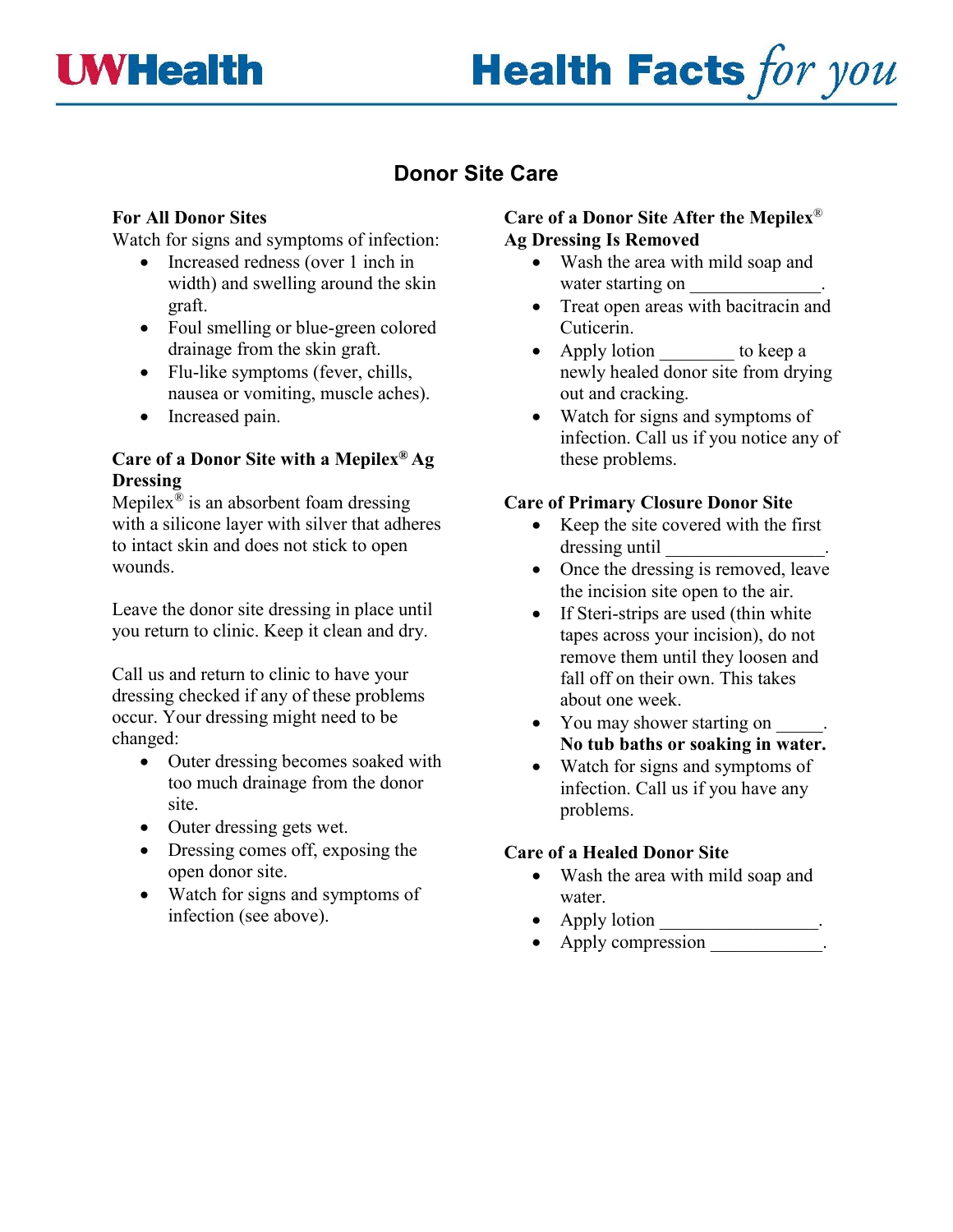# Donor Site Care

## For All Donor Sites

Watch for signs and symptoms of infection:

- Increased redness (over 1 inch in width) and swelling around the skin graft.
- Foul smelling or blue-green colored drainage from the skin graft.
- Flu-like symptoms (fever, chills, nausea or vomiting, muscle aches).
- Increased pain.

## Care of a Donor Site with a Mepilex® Ag Dressing

Mepilex® is an absorbent foam dressing with a silicone layer with silver that adheres to intact skin and does not stick to open wounds.

Leave the donor site dressing in place until you return to clinic. Keep it clean and dry.

Call us and return to clinic to have your dressing checked if any of these problems occur. Your dressing might need to be changed:

- Outer dressing becomes soaked with too much drainage from the donor site.
- Outer dressing gets wet.
- Dressing comes off, exposing the open donor site.
- Watch for signs and symptoms of infection (see above).

## Care of a Donor Site After the Mepilex® Ag Dressing Is Removed

- Wash the area with mild soap and water starting on ______________.
- Treat open areas with bacitracin and Cuticerin.
- Apply lotion ________ to keep a newly healed donor site from drying out and cracking.
- Watch for signs and symptoms of infection. Call us if you notice any of these problems.

## Care of Primary Closure Donor Site

- Keep the site covered with the first dressing until ________________.
- Once the dressing is removed, leave the incision site open to the air.
- If Steri-strips are used (thin white tapes across your incision), do not remove them until they loosen and fall off on their own. This takes about one week.
- You may shower starting on _____. **No tub baths or soaking in water.**
- Watch for signs and symptoms of infection. Call us if you have any problems.

## Care of a Healed Donor Site

- Wash the area with mild soap and water.
- Apply lotion ________________.
- Apply compression ____________.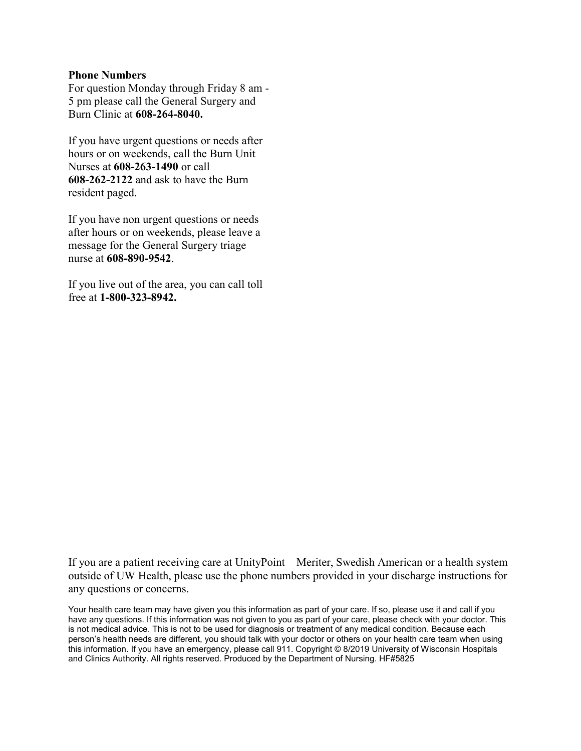**Phone Numbers**

For question Monday through Friday 8 am - 5 pm please call the General Surgery and Burn Clinic at **608-264-8040.**

If you have urgent questions or needs after hours or on weekends, call the Burn Unit Nurses at **608-263-1490** or call **608-262-2122** and ask to have the Burn resident paged.

If you have non urgent questions or needs after hours or on weekends, please leave a message for the General Surgery triage nurse at **608-890-9542**.

If you live out of the area, you can call toll free at **1-800-323-8942.**

If you are a patient receiving care at UnityPoint – Meriter, Swedish American or a health system outside of UW Health, please use the phone numbers provided in your discharge instructions for any questions or concerns.

Your health care team may have given you this information as part of your care. If so, please use it and call if you have any questions. If this information was not given to you as part of your care, please check with your doctor. This is not medical advice. This is not to be used for diagnosis or treatment of any medical condition. Because each person's health needs are different, you should talk with your doctor or others on your health care team when using this information. If you have an emergency, please call 911. Copyright © 8/2019 University of Wisconsin Hospitals and Clinics Authority. All rights reserved. Produced by the Department of Nursing. HF#5825